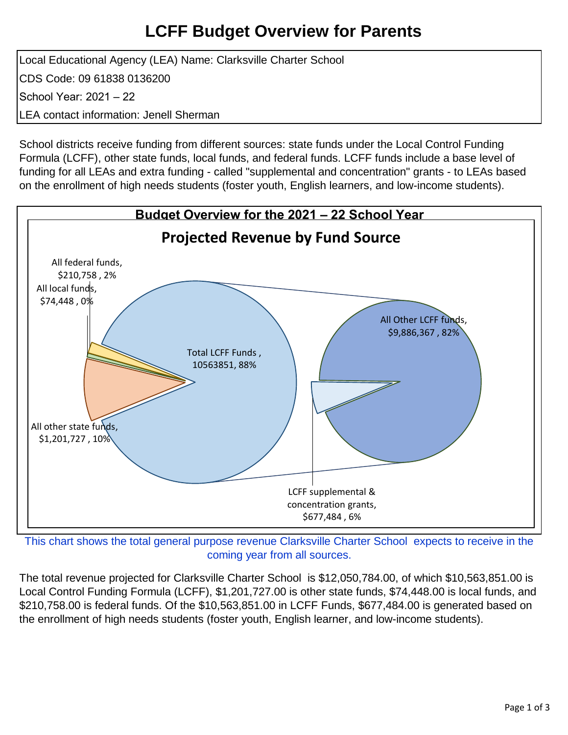# LCFF Budget Overview for Parents

| |
|---|
| Local Educational Agency (LEA) Name: Clarksville Charter School |
| CDS Code: 09 61838 0136200 |
| School Year: 2021 – 22 |
| LEA contact information: Jenell Sherman |

School districts receive funding from different sources: state funds under the Local Control Funding Formula (LCFF), other state funds, local funds, and federal funds. LCFF funds include a base level of funding for all LEAs and extra funding - called "supplemental and concentration" grants - to LEAs based on the enrollment of high needs students (foster youth, English learners, and low-income students).

## Budget Overview for the 2021 – 22 School Year

### Projected Revenue by Fund Source

- All federal funds, $210,758 , 2%
- All local funds, $74,448 , 0%
- All other state funds, $1,201,727 , 10%
- Total LCFF Funds , 10563851, 88%
  - All Other LCFF funds, $9,886,367 , 82%
  - LCFF supplemental & concentration grants, $677,484 , 6%

This chart shows the total general purpose revenue Clarksville Charter School expects to receive in the coming year from all sources.

The total revenue projected for Clarksville Charter School is $12,050,784.00, of which $10,563,851.00 is Local Control Funding Formula (LCFF), $1,201,727.00 is other state funds, $74,448.00 is local funds, and $210,758.00 is federal funds. Of the $10,563,851.00 in LCFF Funds, $677,484.00 is generated based on the enrollment of high needs students (foster youth, English learner, and low-income students).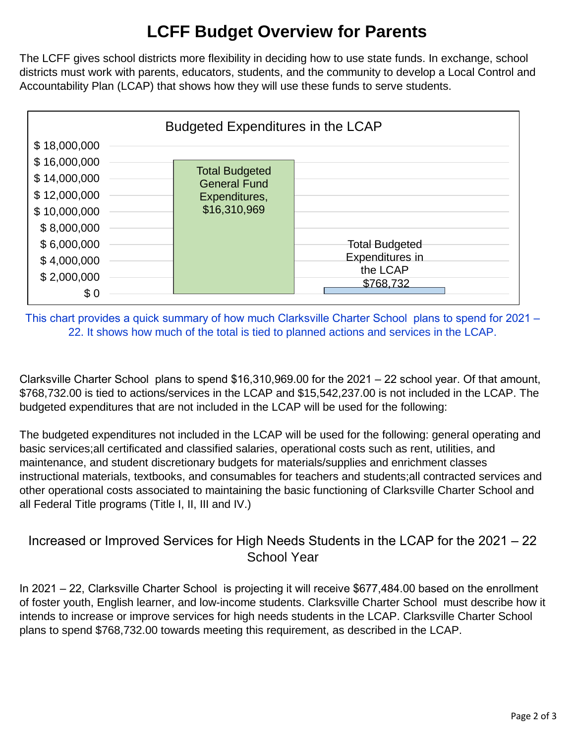# LCFF Budget Overview for Parents

The LCFF gives school districts more flexibility in deciding how to use state funds. In exchange, school districts must work with parents, educators, students, and the community to develop a Local Control and Accountability Plan (LCAP) that shows how they will use these funds to serve students.

**Budgeted Expenditures in the LCAP**

| Category | Amount |
|---|---|
| Total Budgeted General Fund Expenditures | $16,310,969 |
| Total Budgeted Expenditures in the LCAP | $768,732 |

This chart provides a quick summary of how much Clarksville Charter School plans to spend for 2021 – 22. It shows how much of the total is tied to planned actions and services in the LCAP.

Clarksville Charter School plans to spend $16,310,969.00 for the 2021 – 22 school year. Of that amount, $768,732.00 is tied to actions/services in the LCAP and $15,542,237.00 is not included in the LCAP. The budgeted expenditures that are not included in the LCAP will be used for the following:

The budgeted expenditures not included in the LCAP will be used for the following: general operating and basic services;all certificated and classified salaries, operational costs such as rent, utilities, and maintenance, and student discretionary budgets for materials/supplies and enrichment classes instructional materials, textbooks, and consumables for teachers and students;all contracted services and other operational costs associated to maintaining the basic functioning of Clarksville Charter School and all Federal Title programs (Title I, II, III and IV.)

## Increased or Improved Services for High Needs Students in the LCAP for the 2021 – 22 School Year

In 2021 – 22, Clarksville Charter School is projecting it will receive $677,484.00 based on the enrollment of foster youth, English learner, and low-income students. Clarksville Charter School must describe how it intends to increase or improve services for high needs students in the LCAP. Clarksville Charter School plans to spend $768,732.00 towards meeting this requirement, as described in the LCAP.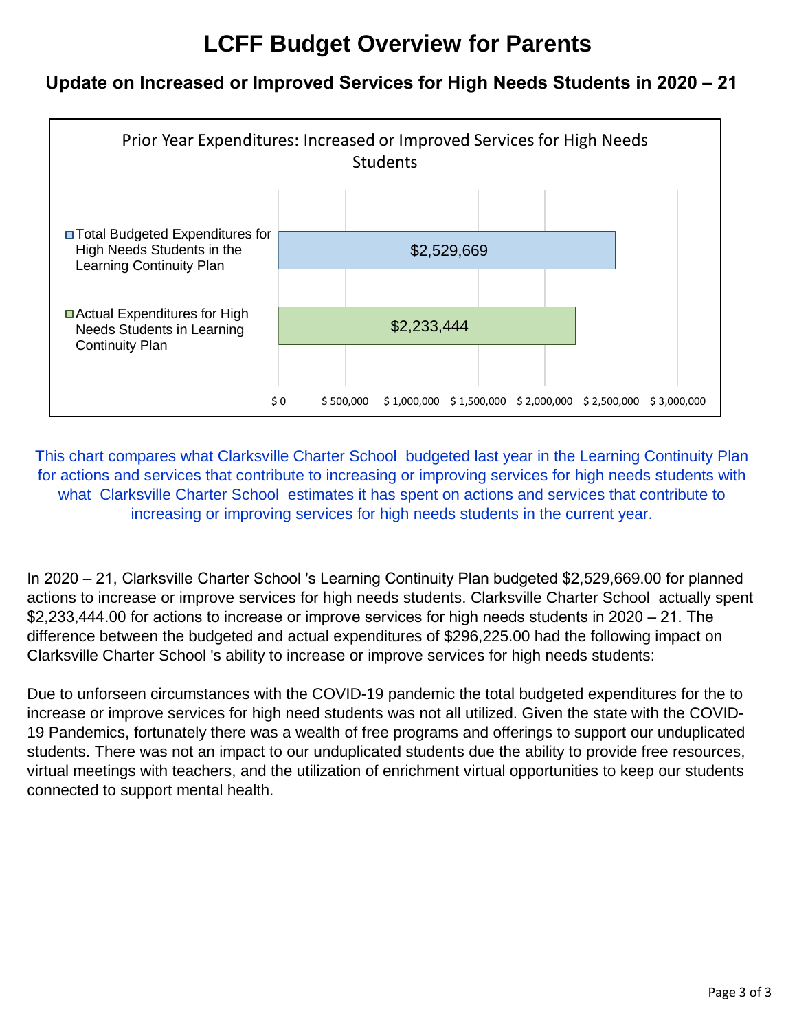# LCFF Budget Overview for Parents

## Update on Increased or Improved Services for High Needs Students in 2020 – 21

Prior Year Expenditures: Increased or Improved Services for High Needs Students

Total Budgeted Expenditures for High Needs Students in the Learning Continuity Plan

$2,529,669

Actual Expenditures for High Needs Students in Learning Continuity Plan

$2,233,444

$ 0 | $ 500,000 | $ 1,000,000 | $ 1,500,000 | $ 2,000,000 | $ 2,500,000 | $ 3,000,000

This chart compares what Clarksville Charter School budgeted last year in the Learning Continuity Plan for actions and services that contribute to increasing or improving services for high needs students with what Clarksville Charter School estimates it has spent on actions and services that contribute to increasing or improving services for high needs students in the current year.

In 2020 – 21, Clarksville Charter School 's Learning Continuity Plan budgeted $2,529,669.00 for planned actions to increase or improve services for high needs students. Clarksville Charter School actually spent $2,233,444.00 for actions to increase or improve services for high needs students in 2020 – 21. The difference between the budgeted and actual expenditures of $296,225.00 had the following impact on Clarksville Charter School 's ability to increase or improve services for high needs students:

Due to unforseen circumstances with the COVID-19 pandemic the total budgeted expenditures for the to increase or improve services for high need students was not all utilized. Given the state with the COVID-19 Pandemics, fortunately there was a wealth of free programs and offerings to support our unduplicated students. There was not an impact to our unduplicated students due the ability to provide free resources, virtual meetings with teachers, and the utilization of enrichment virtual opportunities to keep our students connected to support mental health.